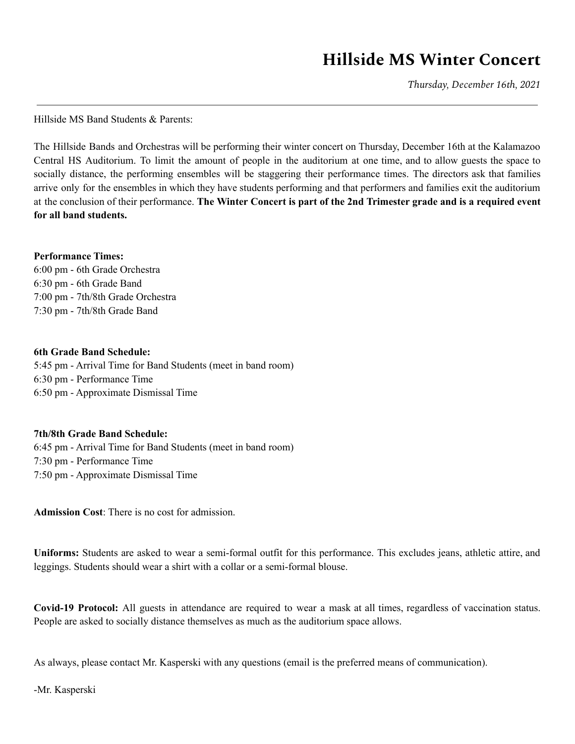# Hillside MS Winter Concert

*Thursday, December 16th, 2021*

---

Hillside MS Band Students & Parents:

The Hillside Bands and Orchestras will be performing their winter concert on Thursday, December 16th at the Kalamazoo Central HS Auditorium. To limit the amount of people in the auditorium at one time, and to allow guests the space to socially distance, the performing ensembles will be staggering their performance times. The directors ask that families arrive only for the ensembles in which they have students performing and that performers and families exit the auditorium at the conclusion of their performance. **The Winter Concert is part of the 2nd Trimester grade and is a required event for all band students.**

**Performance Times:**
6:00 pm - 6th Grade Orchestra
6:30 pm - 6th Grade Band
7:00 pm - 7th/8th Grade Orchestra
7:30 pm - 7th/8th Grade Band

**6th Grade Band Schedule:**
5:45 pm - Arrival Time for Band Students (meet in band room)
6:30 pm - Performance Time
6:50 pm - Approximate Dismissal Time

**7th/8th Grade Band Schedule:**
6:45 pm - Arrival Time for Band Students (meet in band room)
7:30 pm - Performance Time
7:50 pm - Approximate Dismissal Time

**Admission Cost**: There is no cost for admission.

**Uniforms:** Students are asked to wear a semi-formal outfit for this performance. This excludes jeans, athletic attire, and leggings. Students should wear a shirt with a collar or a semi-formal blouse.

**Covid-19 Protocol:** All guests in attendance are required to wear a mask at all times, regardless of vaccination status. People are asked to socially distance themselves as much as the auditorium space allows.

As always, please contact Mr. Kasperski with any questions (email is the preferred means of communication).

-Mr. Kasperski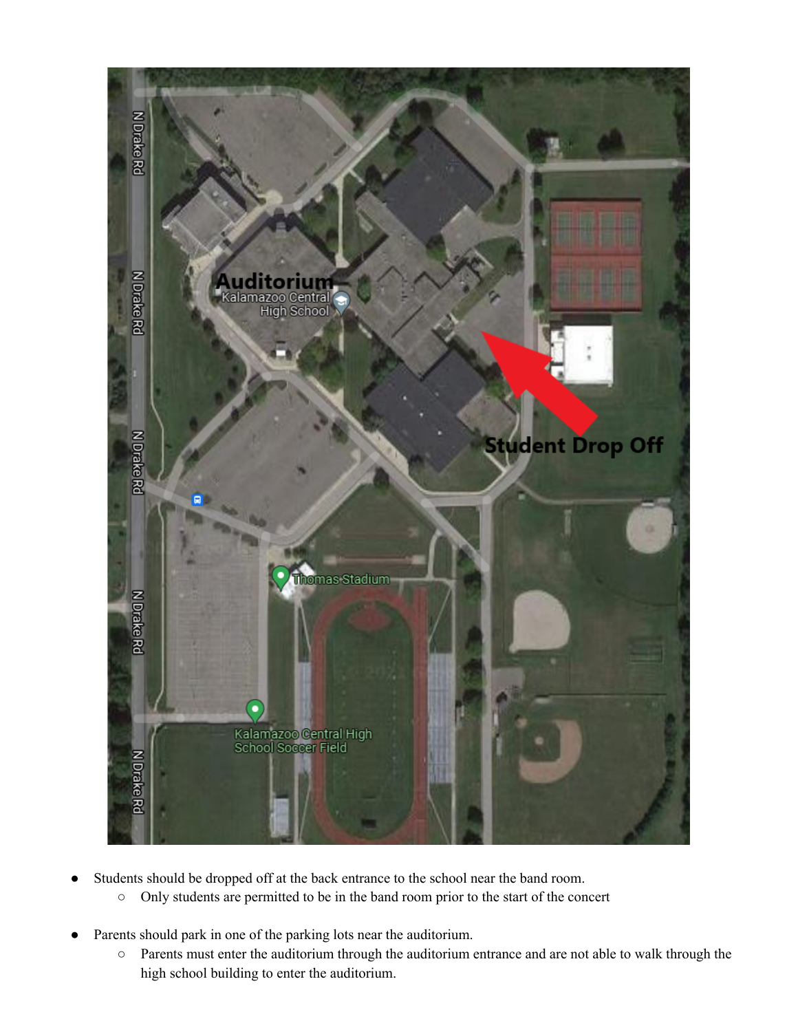- Students should be dropped off at the back entrance to the school near the band room.
  - Only students are permitted to be in the band room prior to the start of the concert
- Parents should park in one of the parking lots near the auditorium.
  - Parents must enter the auditorium through the auditorium entrance and are not able to walk through the high school building to enter the auditorium.